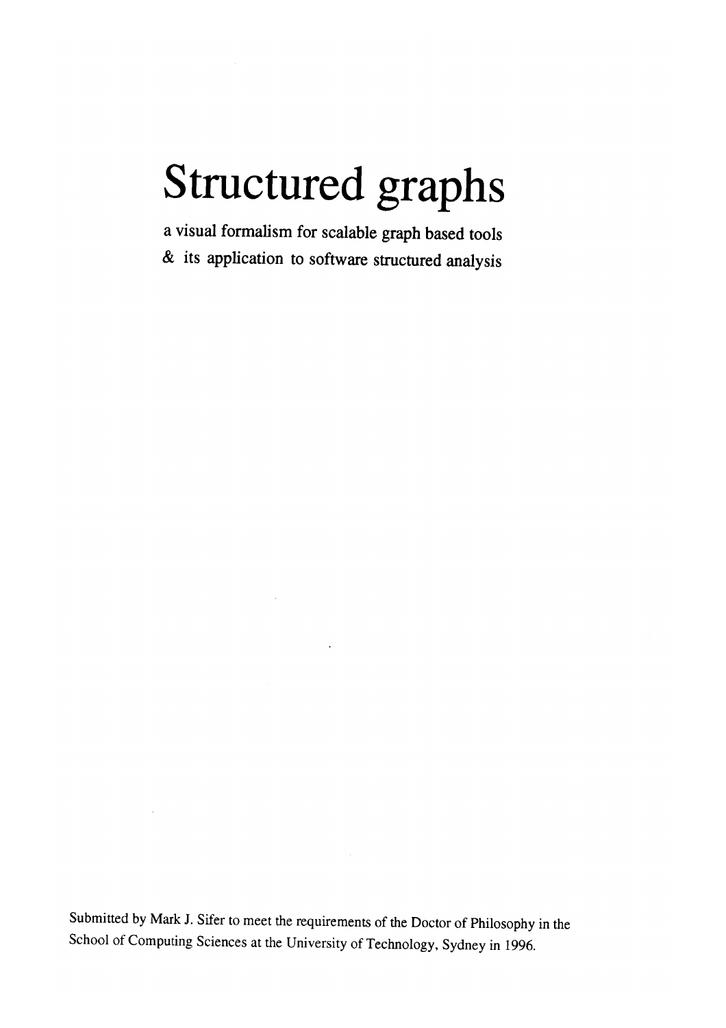# Structured graphs

a visual formalism for scalable graph based tools
& its application to software structured analysis

Submitted by Mark J. Sifer to meet the requirements of the Doctor of Philosophy in the School of Computing Sciences at the University of Technology, Sydney in 1996.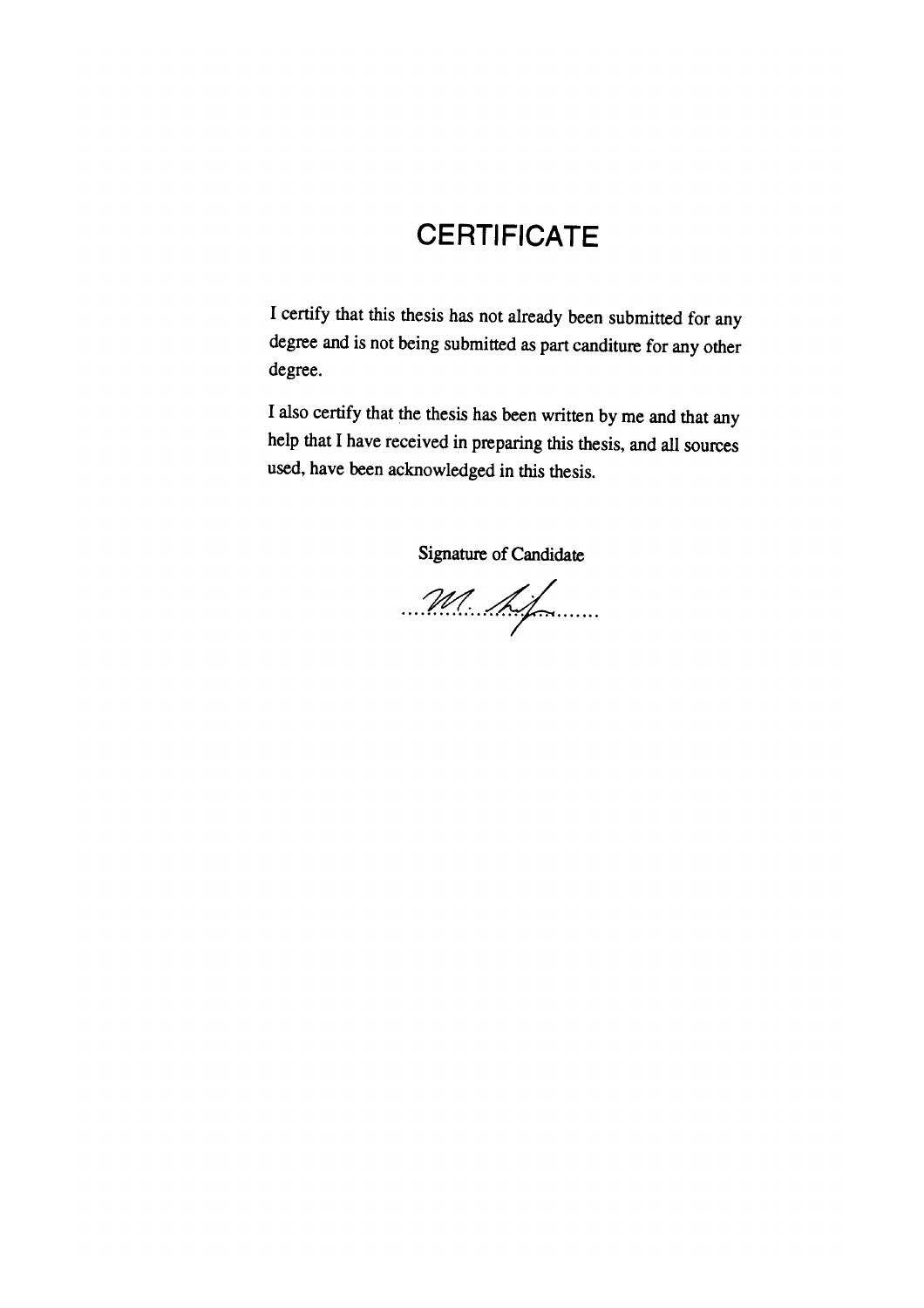# CERTIFICATE

I certify that this thesis has not already been submitted for any degree and is not being submitted as part canditure for any other degree.

I also certify that the thesis has been written by me and that any help that I have received in preparing this thesis, and all sources used, have been acknowledged in this thesis.

Signature of Candidate

..............................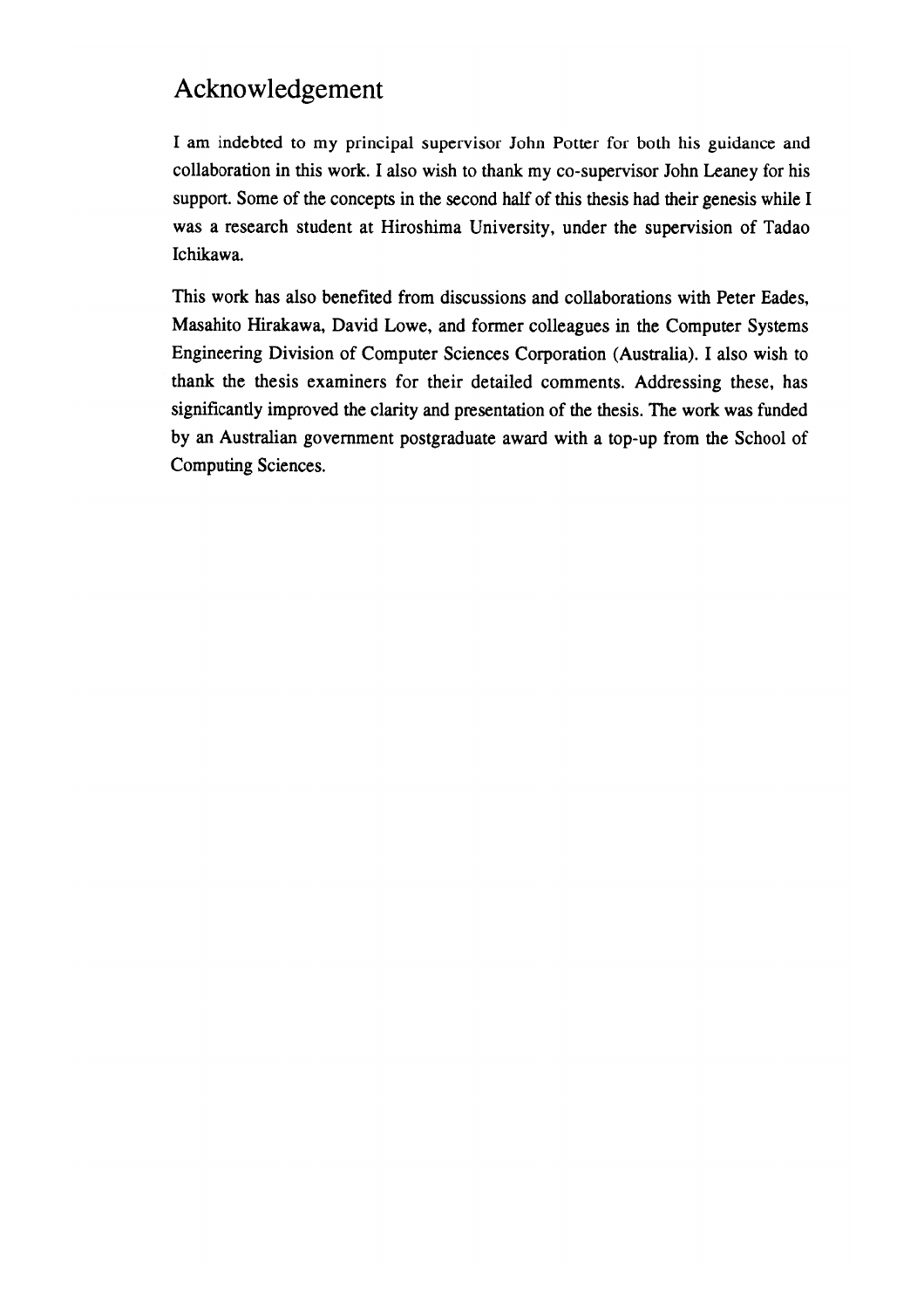# Acknowledgement

I am indebted to my principal supervisor John Potter for both his guidance and collaboration in this work. I also wish to thank my co-supervisor John Leaney for his support. Some of the concepts in the second half of this thesis had their genesis while I was a research student at Hiroshima University, under the supervision of Tadao Ichikawa.

This work has also benefited from discussions and collaborations with Peter Eades, Masahito Hirakawa, David Lowe, and former colleagues in the Computer Systems Engineering Division of Computer Sciences Corporation (Australia). I also wish to thank the thesis examiners for their detailed comments. Addressing these, has significantly improved the clarity and presentation of the thesis. The work was funded by an Australian government postgraduate award with a top-up from the School of Computing Sciences.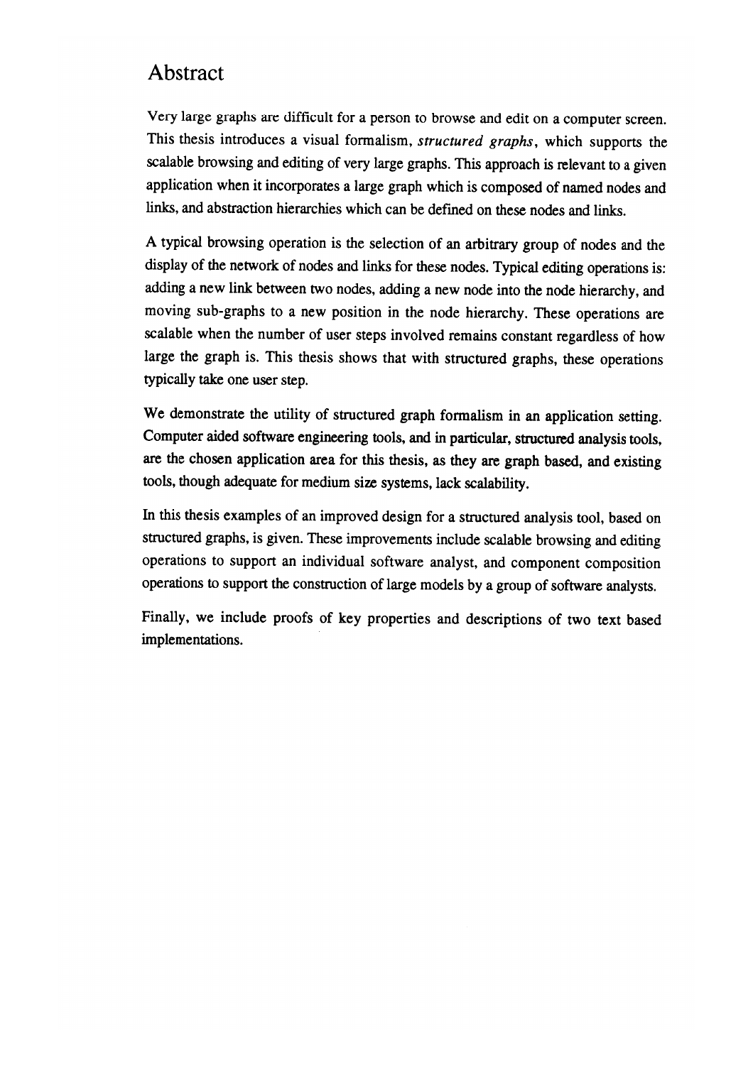# Abstract

Very large graphs are difficult for a person to browse and edit on a computer screen. This thesis introduces a visual formalism, *structured graphs*, which supports the scalable browsing and editing of very large graphs. This approach is relevant to a given application when it incorporates a large graph which is composed of named nodes and links, and abstraction hierarchies which can be defined on these nodes and links.

A typical browsing operation is the selection of an arbitrary group of nodes and the display of the network of nodes and links for these nodes. Typical editing operations is: adding a new link between two nodes, adding a new node into the node hierarchy, and moving sub-graphs to a new position in the node hierarchy. These operations are scalable when the number of user steps involved remains constant regardless of how large the graph is. This thesis shows that with structured graphs, these operations typically take one user step.

We demonstrate the utility of structured graph formalism in an application setting. Computer aided software engineering tools, and in particular, structured analysis tools, are the chosen application area for this thesis, as they are graph based, and existing tools, though adequate for medium size systems, lack scalability.

In this thesis examples of an improved design for a structured analysis tool, based on structured graphs, is given. These improvements include scalable browsing and editing operations to support an individual software analyst, and component composition operations to support the construction of large models by a group of software analysts.

Finally, we include proofs of key properties and descriptions of two text based implementations.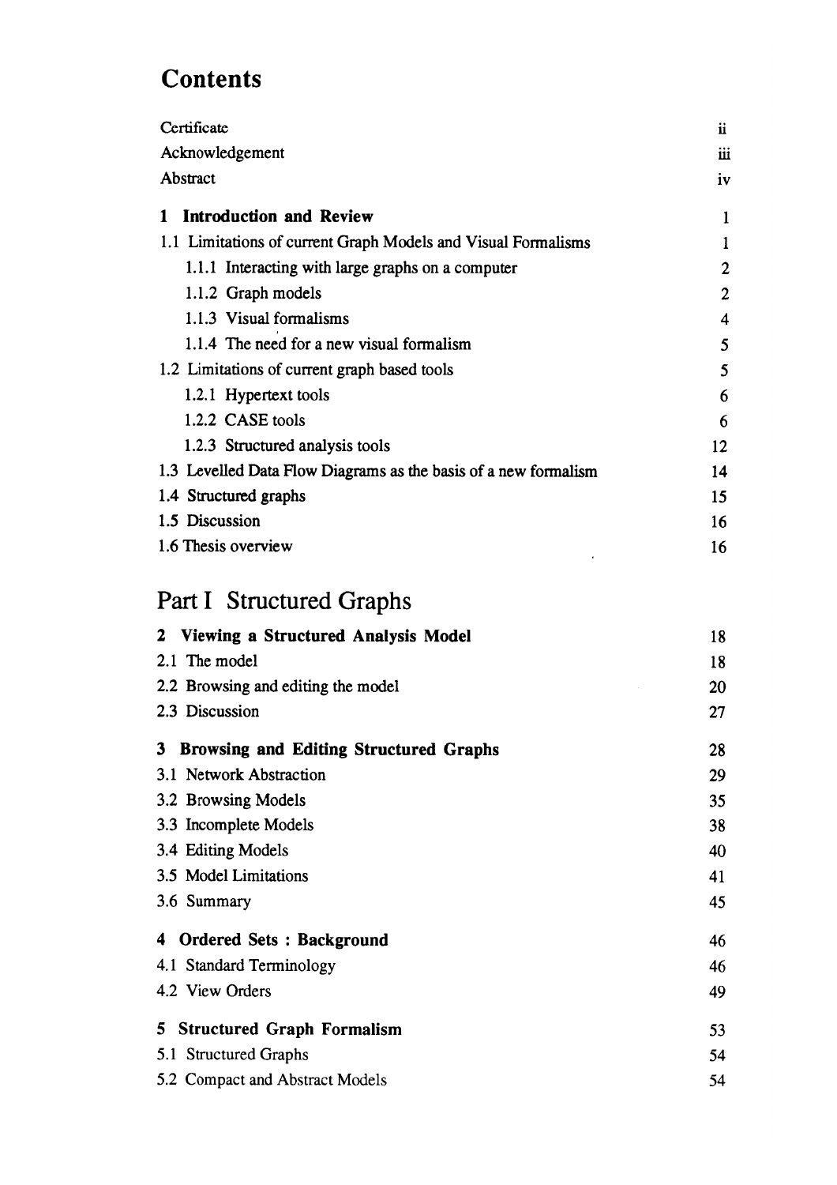# Contents

| | |
|---|---|
| Certificate | ii |
| Acknowledgement | iii |
| Abstract | iv |
| **1 Introduction and Review** | 1 |
| 1.1 Limitations of current Graph Models and Visual Formalisms | 1 |
| 1.1.1 Interacting with large graphs on a computer | 2 |
| 1.1.2 Graph models | 2 |
| 1.1.3 Visual formalisms | 4 |
| 1.1.4 The need for a new visual formalism | 5 |
| 1.2 Limitations of current graph based tools | 5 |
| 1.2.1 Hypertext tools | 6 |
| 1.2.2 CASE tools | 6 |
| 1.2.3 Structured analysis tools | 12 |
| 1.3 Levelled Data Flow Diagrams as the basis of a new formalism | 14 |
| 1.4 Structured graphs | 15 |
| 1.5 Discussion | 16 |
| 1.6 Thesis overview | 16 |

# Part I Structured Graphs

| | |
|---|---|
| **2 Viewing a Structured Analysis Model** | 18 |
| 2.1 The model | 18 |
| 2.2 Browsing and editing the model | 20 |
| 2.3 Discussion | 27 |
| **3 Browsing and Editing Structured Graphs** | 28 |
| 3.1 Network Abstraction | 29 |
| 3.2 Browsing Models | 35 |
| 3.3 Incomplete Models | 38 |
| 3.4 Editing Models | 40 |
| 3.5 Model Limitations | 41 |
| 3.6 Summary | 45 |
| **4 Ordered Sets : Background** | 46 |
| 4.1 Standard Terminology | 46 |
| 4.2 View Orders | 49 |
| **5 Structured Graph Formalism** | 53 |
| 5.1 Structured Graphs | 54 |
| 5.2 Compact and Abstract Models | 54 |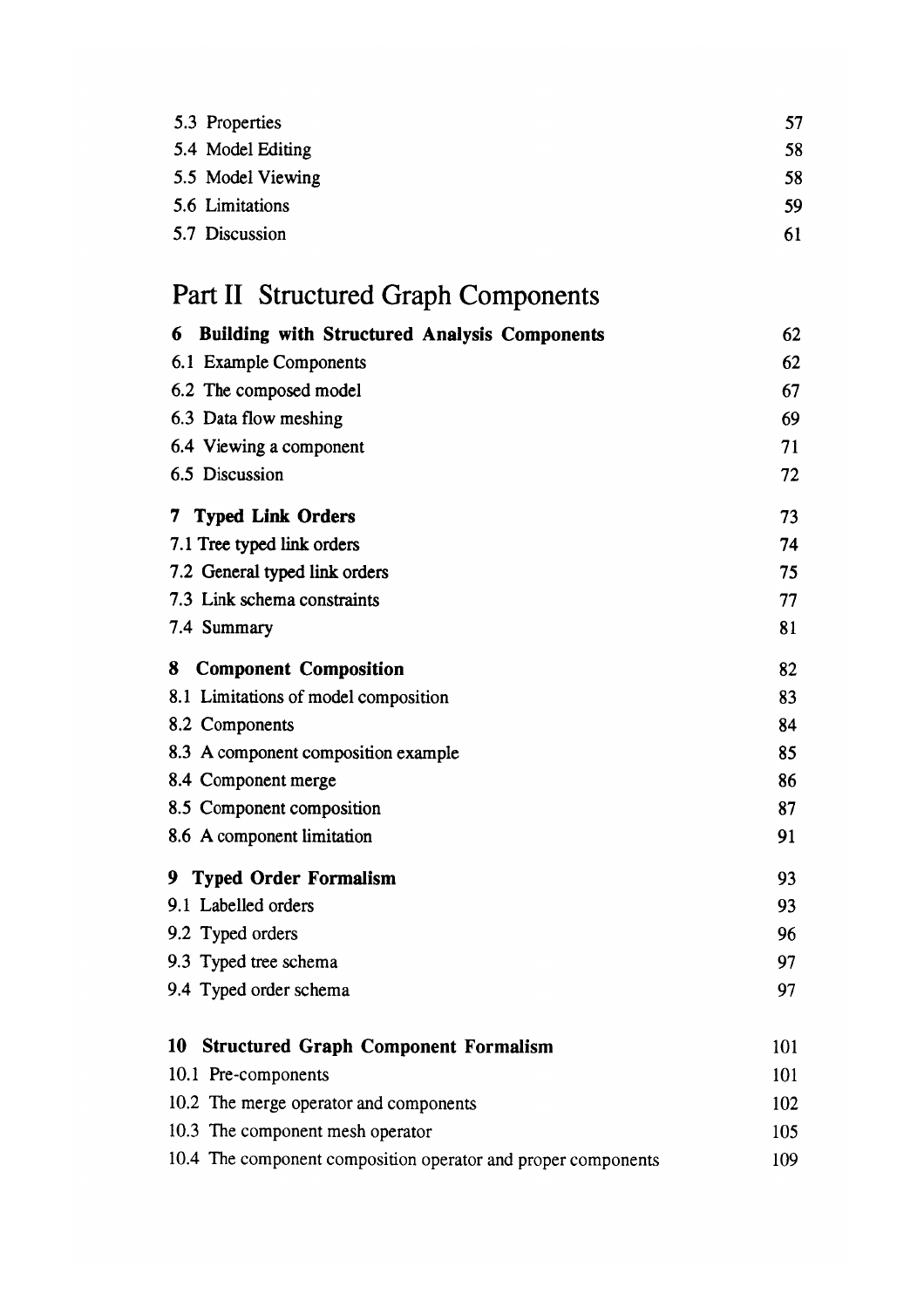| | |
|---|---|
| 5.3 Properties | 57 |
| 5.4 Model Editing | 58 |
| 5.5 Model Viewing | 58 |
| 5.6 Limitations | 59 |
| 5.7 Discussion | 61 |

# Part II Structured Graph Components

| | |
|---|---|
| **6 Building with Structured Analysis Components** | 62 |
| 6.1 Example Components | 62 |
| 6.2 The composed model | 67 |
| 6.3 Data flow meshing | 69 |
| 6.4 Viewing a component | 71 |
| 6.5 Discussion | 72 |
| **7 Typed Link Orders** | 73 |
| 7.1 Tree typed link orders | 74 |
| 7.2 General typed link orders | 75 |
| 7.3 Link schema constraints | 77 |
| 7.4 Summary | 81 |
| **8 Component Composition** | 82 |
| 8.1 Limitations of model composition | 83 |
| 8.2 Components | 84 |
| 8.3 A component composition example | 85 |
| 8.4 Component merge | 86 |
| 8.5 Component composition | 87 |
| 8.6 A component limitation | 91 |
| **9 Typed Order Formalism** | 93 |
| 9.1 Labelled orders | 93 |
| 9.2 Typed orders | 96 |
| 9.3 Typed tree schema | 97 |
| 9.4 Typed order schema | 97 |
| **10 Structured Graph Component Formalism** | 101 |
| 10.1 Pre-components | 101 |
| 10.2 The merge operator and components | 102 |
| 10.3 The component mesh operator | 105 |
| 10.4 The component composition operator and proper components | 109 |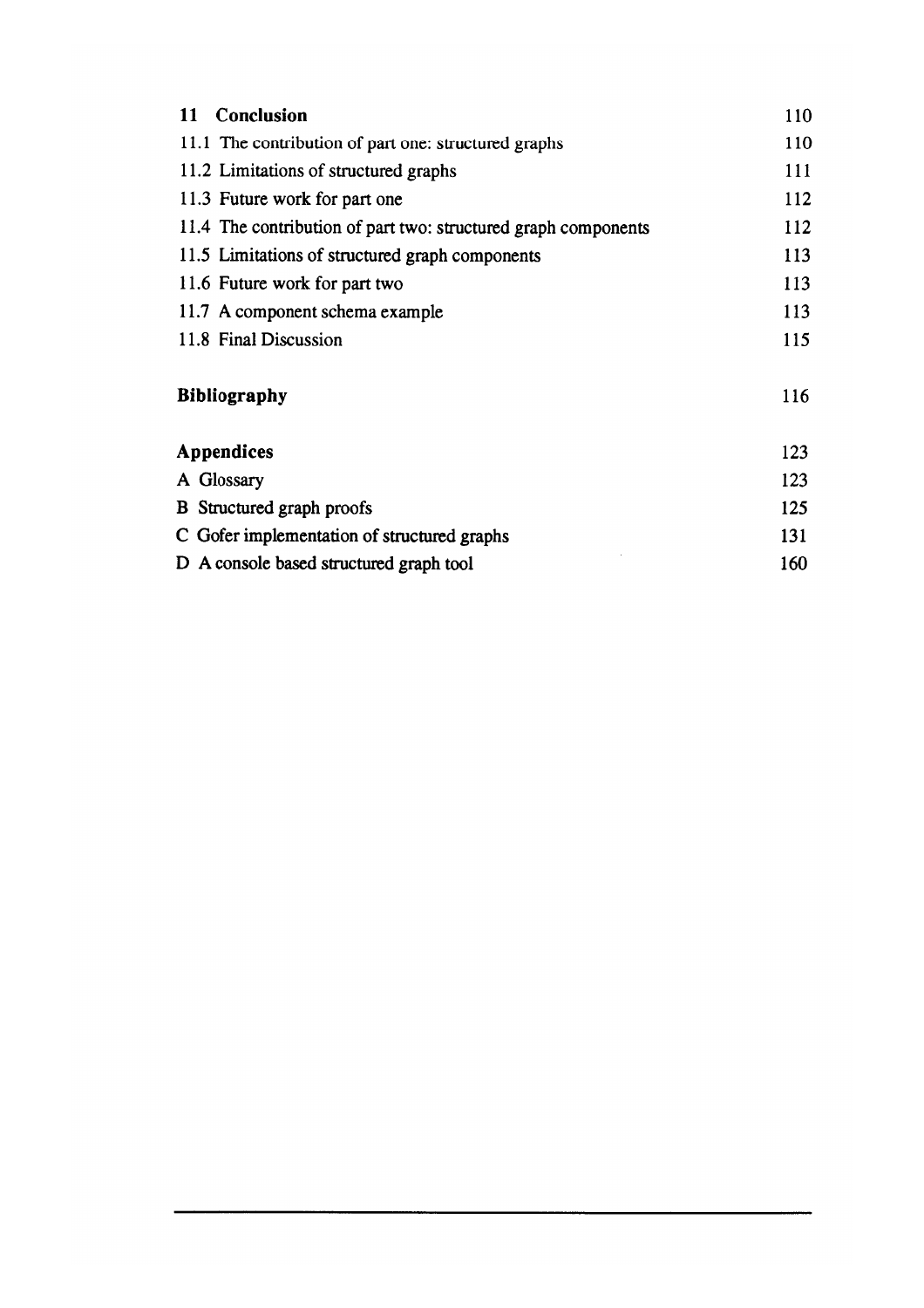| | |
|---|---|
| **11 Conclusion** | 110 |
| 11.1 The contribution of part one: structured graphs | 110 |
| 11.2 Limitations of structured graphs | 111 |
| 11.3 Future work for part one | 112 |
| 11.4 The contribution of part two: structured graph components | 112 |
| 11.5 Limitations of structured graph components | 113 |
| 11.6 Future work for part two | 113 |
| 11.7 A component schema example | 113 |
| 11.8 Final Discussion | 115 |
| **Bibliography** | 116 |
| **Appendices** | 123 |
| A Glossary | 123 |
| B Structured graph proofs | 125 |
| C Gofer implementation of structured graphs | 131 |
| D A console based structured graph tool | 160 |